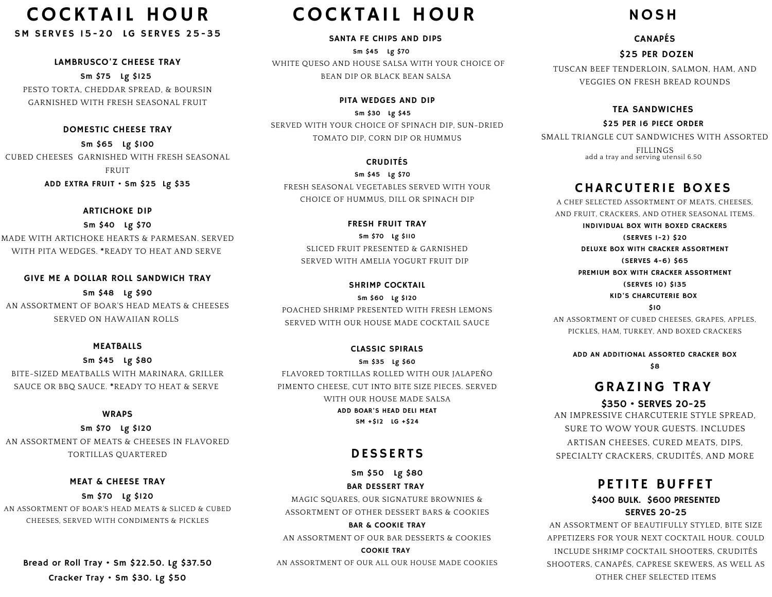# COCKTAIL HOUR

**SM SERVES 15-20 LG SERVES 25-35**

### LAMBRUSCO'Z CHEESE TRAY

**Sm $75 Lg $125**

PESTO TORTA, CHEDDAR SPREAD, & BOURSIN GARNISHED WITH FRESH SEASONAL FRUIT

### DOMESTIC CHEESE TRAY

**Sm $65 Lg $100**

CUBED CHEESES GARNISHED WITH FRESH SEASONAL FRUIT

**ADD EXTRA FRUIT • Sm $25 Lg $35**

### ARTICHOKE DIP

**Sm $40 Lg $70**

MADE WITH ARTICHOKE HEARTS & PARMESAN. SERVED WITH PITA WEDGES. *READY TO HEAT AND SERVE

### GIVE ME A DOLLAR ROLL SANDWICH TRAY

**Sm $48 Lg $90**

AN ASSORTMENT OF BOAR'S HEAD MEATS & CHEESES SERVED ON HAWAIIAN ROLLS

### MEATBALLS

**Sm $45 Lg $80**

BITE-SIZED MEATBALLS WITH MARINARA, GRILLER SAUCE OR BBQ SAUCE. *READY TO HEAT & SERVE

### WRAPS

**Sm $70 Lg $120**

AN ASSORTMENT OF MEATS & CHEESES IN FLAVORED TORTILLAS QUARTERED

### MEAT & CHEESE TRAY

**Sm $70 Lg $120**

AN ASSORTMENT OF BOAR'S HEAD MEATS & SLICED & CUBED CHEESES, SERVED WITH CONDIMENTS & PICKLES

**Bread or Roll Tray • Sm $22.50. Lg $37.50**

**Cracker Tray • Sm $30. Lg $50**

# COCKTAIL HOUR

### SANTA FE CHIPS AND DIPS

**Sm $45 Lg $70**

WHITE QUESO AND HOUSE SALSA WITH YOUR CHOICE OF BEAN DIP OR BLACK BEAN SALSA

### PITA WEDGES AND DIP

**Sm $30 Lg $45**

SERVED WITH YOUR CHOICE OF SPINACH DIP, SUN-DRIED TOMATO DIP, CORN DIP OR HUMMUS

### CRUDITÉS

**Sm $45 Lg $70**

FRESH SEASONAL VEGETABLES SERVED WITH YOUR CHOICE OF HUMMUS, DILL OR SPINACH DIP

### FRESH FRUIT TRAY

**Sm $70 Lg $110**

SLICED FRUIT PRESENTED & GARNISHED SERVED WITH AMELIA YOGURT FRUIT DIP

### SHRIMP COCKTAIL

**Sm $60 Lg $120**

POACHED SHRIMP PRESENTED WITH FRESH LEMONS SERVED WITH OUR HOUSE MADE COCKTAIL SAUCE

### CLASSIC SPIRALS

**Sm $35 Lg $60**

FLAVORED TORTILLAS ROLLED WITH OUR JALAPEÑO PIMENTO CHEESE, CUT INTO BITE SIZE PIECES. SERVED WITH OUR HOUSE MADE SALSA

**ADD BOAR'S HEAD DELI MEAT**

**SM +$12 LG +$24**

## DESSERTS

**Sm $50 Lg $80**

**BAR DESSERT TRAY**

MAGIC SQUARES, OUR SIGNATURE BROWNIES & ASSORTMENT OF OTHER DESSERT BARS & COOKIES

**BAR & COOKIE TRAY**

AN ASSORTMENT OF OUR BAR DESSERTS & COOKIES

**COOKIE TRAY**

AN ASSORTMENT OF OUR ALL OUR HOUSE MADE COOKIES

# NOSH

### CANAPÉS

**$25 PER DOZEN**

TUSCAN BEEF TENDERLOIN, SALMON, HAM, AND VEGGIES ON FRESH BREAD ROUNDS

### TEA SANDWICHES

**$25 PER 16 PIECE ORDER**

SMALL TRIANGLE CUT SANDWICHES WITH ASSORTED FILLINGS

add a tray and serving utensil 6.50

## CHARCUTERIE BOXES

A CHEF SELECTED ASSORTMENT OF MEATS, CHEESES, AND FRUIT, CRACKERS, AND OTHER SEASONAL ITEMS.

**INDIVIDUAL BOX WITH BOXED CRACKERS**

**(SERVES 1-2) $20**

**DELUXE BOX WITH CRACKER ASSORTMENT**

**(SERVES 4-6) $65**

**PREMIUM BOX WITH CRACKER ASSORTMENT**

**(SERVES 10) $135**

**KID'S CHARCUTERIE BOX**

**$10**

AN ASSORTMENT OF CUBED CHEESES, GRAPES, APPLES, PICKLES, HAM, TURKEY, AND BOXED CRACKERS

**ADD AN ADDITIONAL ASSORTED CRACKER BOX**

**$8**

## GRAZING TRAY

**$350 • SERVES 20-25**

AN IMPRESSIVE CHARCUTERIE STYLE SPREAD, SURE TO WOW YOUR GUESTS. INCLUDES ARTISAN CHEESES, CURED MEATS, DIPS, SPECIALTY CRACKERS, CRUDITÉS, AND MORE

## PETITE BUFFET

**$400 BULK. $600 PRESENTED**

**SERVES 20-25**

AN ASSORTMENT OF BEAUTIFULLY STYLED, BITE SIZE APPETIZERS FOR YOUR NEXT COCKTAIL HOUR. COULD INCLUDE SHRIMP COCKTAIL SHOOTERS, CRUDITÉS SHOOTERS, CANAPÉS, CAPRESE SKEWERS, AS WELL AS OTHER CHEF SELECTED ITEMS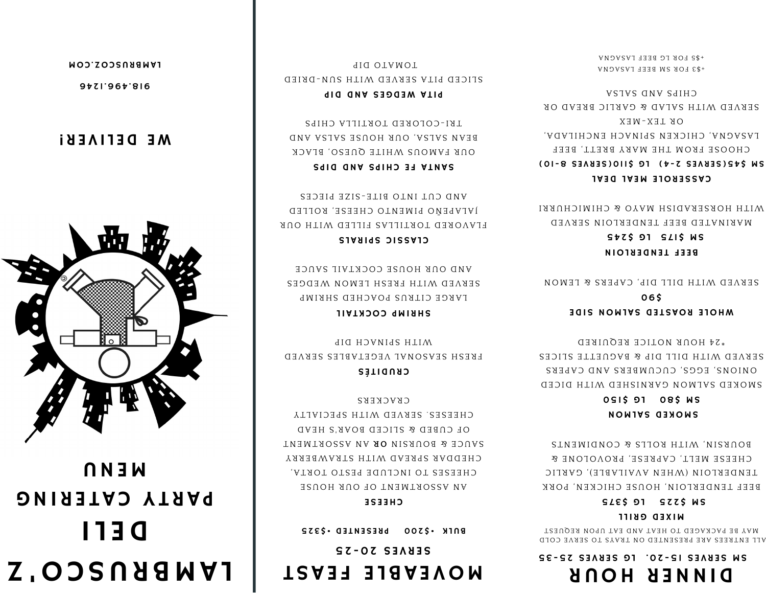# DINNER HOUR

**SM SERVES 15-20. LG SERVES 25-35**

ALL ENTREES ARE PRESENTED ON TRAYS TO SERVE COLD
MAY BE PACKAGED TO HEAT AND EAT UPON REQUEST

### MIXED GRILL

**SM $225 LG $375**

BEEF TENDERLION, HOUSE CHICKEN, PORK TENDERLOIN (WHEN AVAILABLE), GARLIC CHEESE MELT, CAPRESE, PROVOLONE & BOURSIN, WITH ROLLS & CONDIMENTS

### SMOKED SALMON

**SM $80 LG $150**

SMOKED SALMON GARNISHED WITH DICED ONIONS, EGGS, CUCUMBERS AND CAPERS SERVED WITH DILL DIP & BAGUETTE SLICES

*24 HOUR NOTICE REQUIRED

### WHOLE ROASTED SALMON SIDE

**$90**

SERVED WITH DILL DIP, CAPERS & LEMON

### BEEF TENDERLOIN

**SM $175 LG $245**

MARINATED BEEF TENDERLOIN SERVED WITH HORSERADISH MAYO & CHIMICHURRI

### CASSEROLE MEAL DEAL

**SM $45(SERVES 2-4) LG $110(SERVES 8-10)**

CHOOSE FROM THE MARY BRETT, BEEF LASAGNA, CHICKEN SPINACH ENCHILADA, OR TEX-MEX
SERVED WITH SALAD & GARLIC BREAD OR CHIPS AND SALSA

+$3 FOR SM BEEF LASAGNA
+$5 FOR LG BEEF LASAGNA

# MOVEABLE FEAST

**SERVES 20-25**

**BULK •$200 PRESENTED •$325**

### CHEESE

AN ASSORTMENT OF OUR HOUSE CHEESES TO INCLUDE PESTO TORTA, CHEDDAR SPREAD WITH STRAWBERRY SAUCE & BOURSIN **OR** AN ASSORTMENT OF CUBED & SLICED BOAR'S HEAD CHEESES. SERVED WITH SPECIALTY CRACKERS

### CRUDITÉS

FRESH SEASONAL VEGETABLES SERVED WITH SPINACH DIP

### SHRIMP COCKTAIL

LARGE CITRUS POACHED SHRIMP SERVED WITH FRESH LEMON WEDGES AND OUR HOUSE COCKTAIL SAUCE

### CLASSIC SPIRALS

FLAVORED TORTILLAS FILLED WITH OUR JALAPEÑO PIMENTO CHEESE, ROLLED AND CUT INTO BITE-SIZE PIECES

### SANTA FE CHIPS AND DIPS

OUR FAMOUS WHITE QUESO, BLACK BEAN SALSA, OUR HOUSE SALSA AND TRI-COLORED TORTILLA CHIPS

### PITA WEDGES AND DIP

SLICED PITA SERVED WITH SUN-DRIED TOMATO DIP

# LAMBRUSCO'Z DELI

## PARTY CATERING MENU

**WE DELIVER!**

918.496.1246

LAMBRUSCOZ.COM